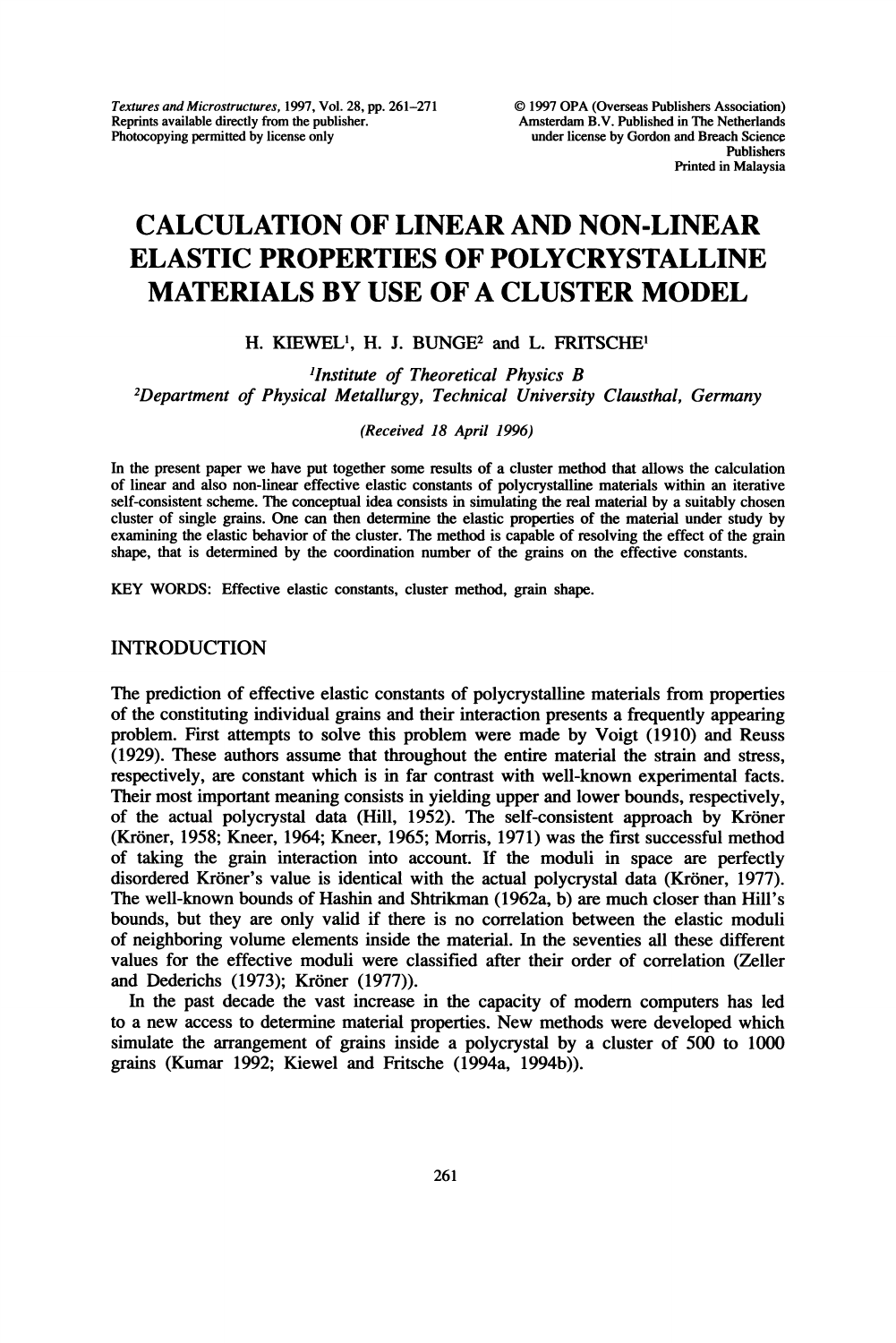# CALCULATION OF LINEAR AND NON-LINEAR ELASTIC PROPERTIES OF POLYCRYSTALLINE MATERIALS BY USE OF A CLUSTER MODEL

H. KIEWEL[1], H. J. BUNGE[2] and L. FRITSCHE[1]

[1]*Institute of Theoretical Physics B*
[2]*Department of Physical Metallurgy, Technical University Clausthal, Germany*

*(Received 18 April 1996)*

In the present paper we have put together some results of a cluster method that allows the calculation of linear and also non-linear effective elastic constants of polycrystalline materials within an iterative self-consistent scheme. The conceptual idea consists in simulating the real material by a suitably chosen cluster of single grains. One can then determine the elastic properties of the material under study by examining the elastic behavior of the cluster. The method is capable of resolving the effect of the grain shape, that is determined by the coordination number of the grains on the effective constants.

KEY WORDS: Effective elastic constants, cluster method, grain shape.

## INTRODUCTION

The prediction of effective elastic constants of polycrystalline materials from properties of the constituting individual grains and their interaction presents a frequently appearing problem. First attempts to solve this problem were made by Voigt (1910) and Reuss (1929). These authors assume that throughout the entire material the strain and stress, respectively, are constant which is in far contrast with well-known experimental facts. Their most important meaning consists in yielding upper and lower bounds, respectively, of the actual polycrystal data (Hill, 1952). The self-consistent approach by Kröner (Kröner, 1958; Kneer, 1964; Kneer, 1965; Morris, 1971) was the first successful method of taking the grain interaction into account. If the moduli in space are perfectly disordered Kröner's value is identical with the actual polycrystal data (Kröner, 1977). The well-known bounds of Hashin and Shtrikman (1962a, b) are much closer than Hill's bounds, but they are only valid if there is no correlation between the elastic moduli of neighboring volume elements inside the material. In the seventies all these different values for the effective moduli were classified after their order of correlation (Zeller and Dederichs (1973); Kröner (1977)).

In the past decade the vast increase in the capacity of modern computers has led to a new access to determine material properties. New methods were developed which simulate the arrangement of grains inside a polycrystal by a cluster of 500 to 1000 grains (Kumar 1992; Kiewel and Fritsche (1994a, 1994b)).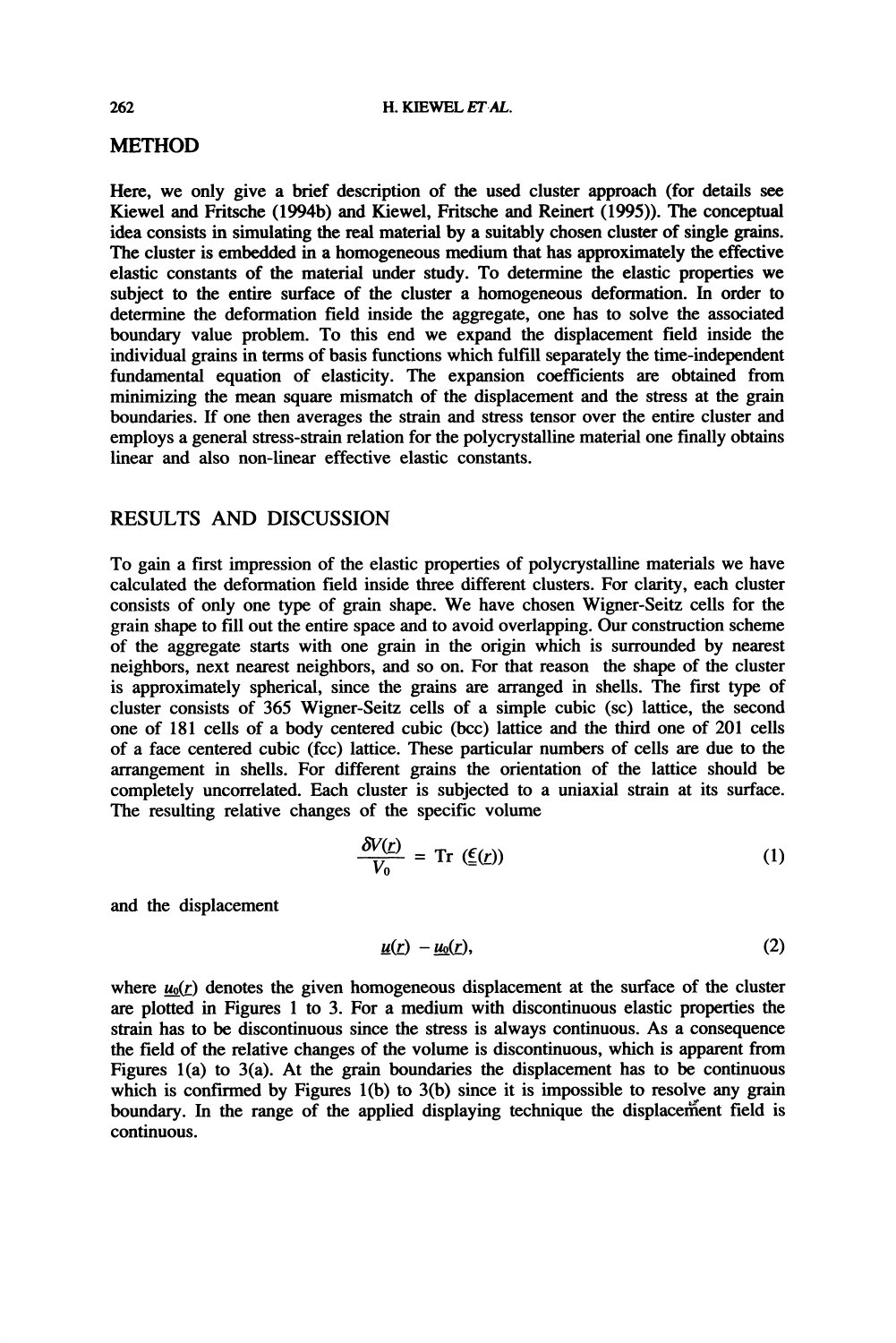## METHOD

Here, we only give a brief description of the used cluster approach (for details see Kiewel and Fritsche (1994b) and Kiewel, Fritsche and Reinert (1995)). The conceptual idea consists in simulating the real material by a suitably chosen cluster of single grains. The cluster is embedded in a homogeneous medium that has approximately the effective elastic constants of the material under study. To determine the elastic properties we subject to the entire surface of the cluster a homogeneous deformation. In order to determine the deformation field inside the aggregate, one has to solve the associated boundary value problem. To this end we expand the displacement field inside the individual grains in terms of basis functions which fulfill separately the time-independent fundamental equation of elasticity. The expansion coefficients are obtained from minimizing the mean square mismatch of the displacement and the stress at the grain boundaries. If one then averages the strain and stress tensor over the entire cluster and employs a general stress-strain relation for the polycrystalline material one finally obtains linear and also non-linear effective elastic constants.

## RESULTS AND DISCUSSION

To gain a first impression of the elastic properties of polycrystalline materials we have calculated the deformation field inside three different clusters. For clarity, each cluster consists of only one type of grain shape. We have chosen Wigner-Seitz cells for the grain shape to fill out the entire space and to avoid overlapping. Our construction scheme of the aggregate starts with one grain in the origin which is surrounded by nearest neighbors, next nearest neighbors, and so on. For that reason the shape of the cluster is approximately spherical, since the grains are arranged in shells. The first type of cluster consists of 365 Wigner-Seitz cells of a simple cubic (sc) lattice, the second one of 181 cells of a body centered cubic (bcc) lattice and the third one of 201 cells of a face centered cubic (fcc) lattice. These particular numbers of cells are due to the arrangement in shells. For different grains the orientation of the lattice should be completely uncorrelated. Each cluster is subjected to a uniaxial strain at its surface. The resulting relative changes of the specific volume

$$\frac{\delta V(\underline{r})}{V_0} = \mathrm{Tr}\ (\underline{\underline{\epsilon}}(\underline{r})) \tag{1}$$

and the displacement

$$\underline{u}(\underline{r}) - \underline{u}_0(\underline{r}), \tag{2}$$

where $\underline{u}_0(\underline{r})$ denotes the given homogeneous displacement at the surface of the cluster are plotted in Figures 1 to 3. For a medium with discontinuous elastic properties the strain has to be discontinuous since the stress is always continuous. As a consequence the field of the relative changes of the volume is discontinuous, which is apparent from Figures 1(a) to 3(a). At the grain boundaries the displacement has to be continuous which is confirmed by Figures 1(b) to 3(b) since it is impossible to resolve any grain boundary. In the range of the applied displaying technique the displacement field is continuous.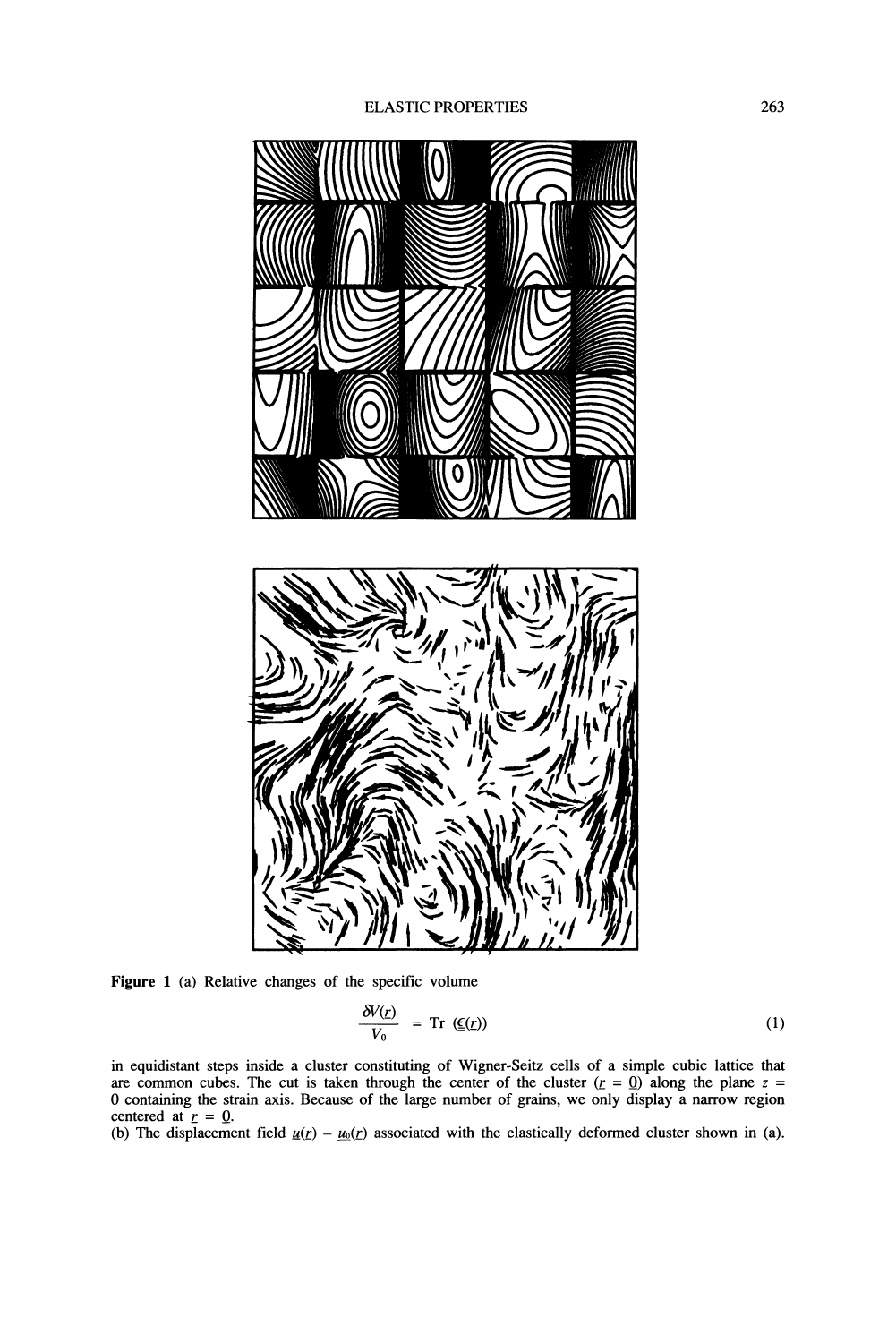Figure 1 (a) Relative changes of the specific volume

$$\frac{\delta V(\underline{r})}{V_0} = \text{Tr}\ (\underline{\underline{\epsilon}}(\underline{r})) \tag{1}$$

in equidistant steps inside a cluster constituting of Wigner-Seitz cells of a simple cubic lattice that are common cubes. The cut is taken through the center of the cluster ($\underline{r} = \underline{0}$) along the plane $z = 0$ containing the strain axis. Because of the large number of grains, we only display a narrow region centered at $\underline{r} = \underline{0}$.

(b) The displacement field $\underline{u}(\underline{r}) - \underline{u}_0(\underline{r})$ associated with the elastically deformed cluster shown in (a).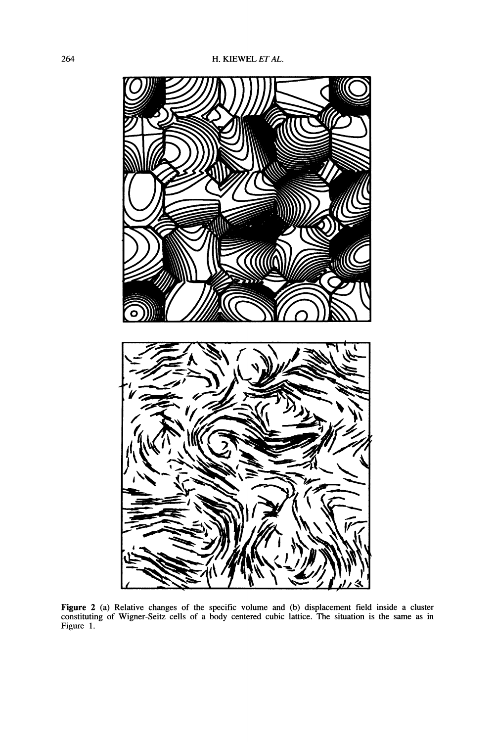**Figure 2** (a) Relative changes of the specific volume and (b) displacement field inside a cluster constituting of Wigner-Seitz cells of a body centered cubic lattice. The situation is the same as in Figure 1.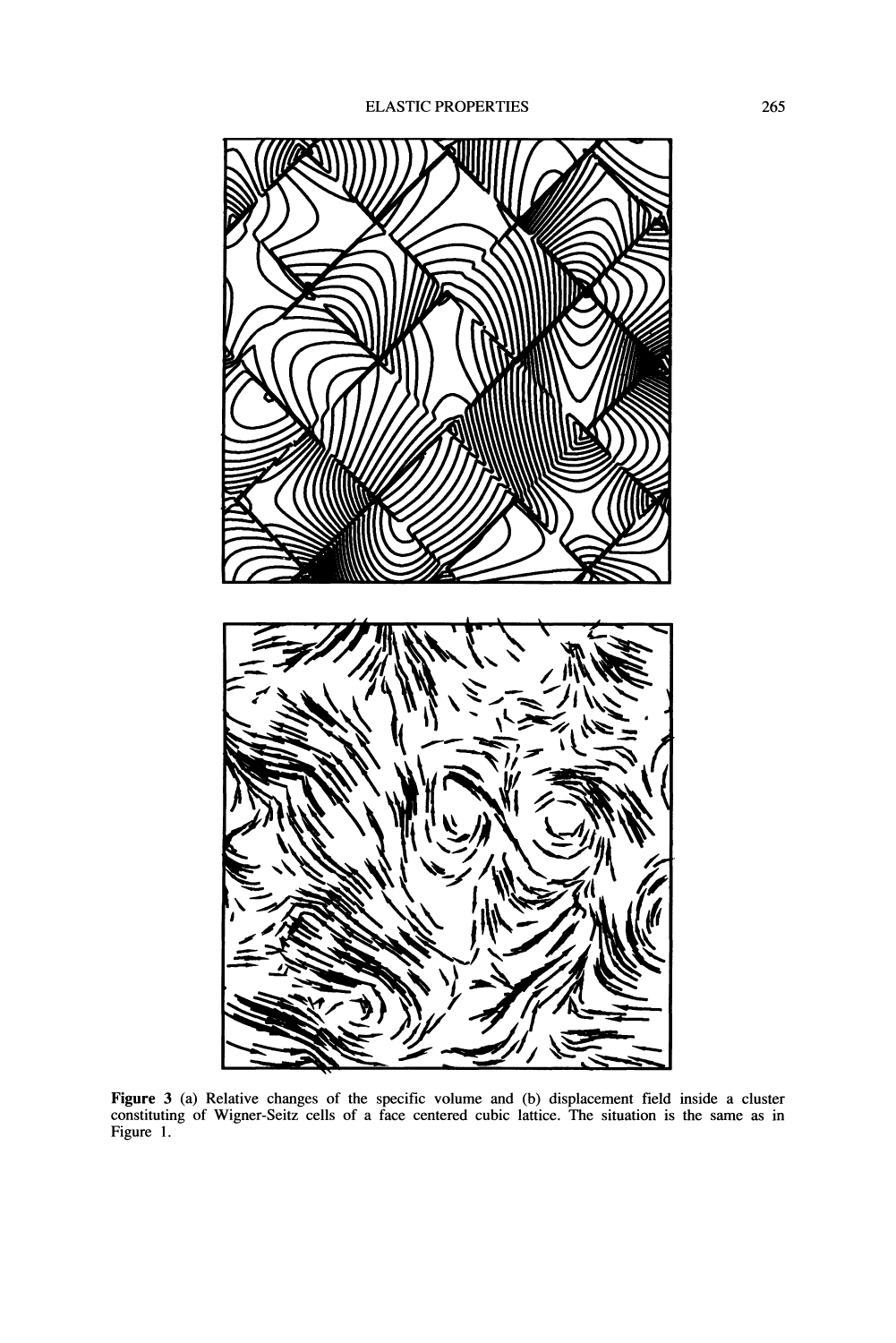**Figure 3** (a) Relative changes of the specific volume and (b) displacement field inside a cluster constituting of Wigner-Seitz cells of a face centered cubic lattice. The situation is the same as in Figure 1.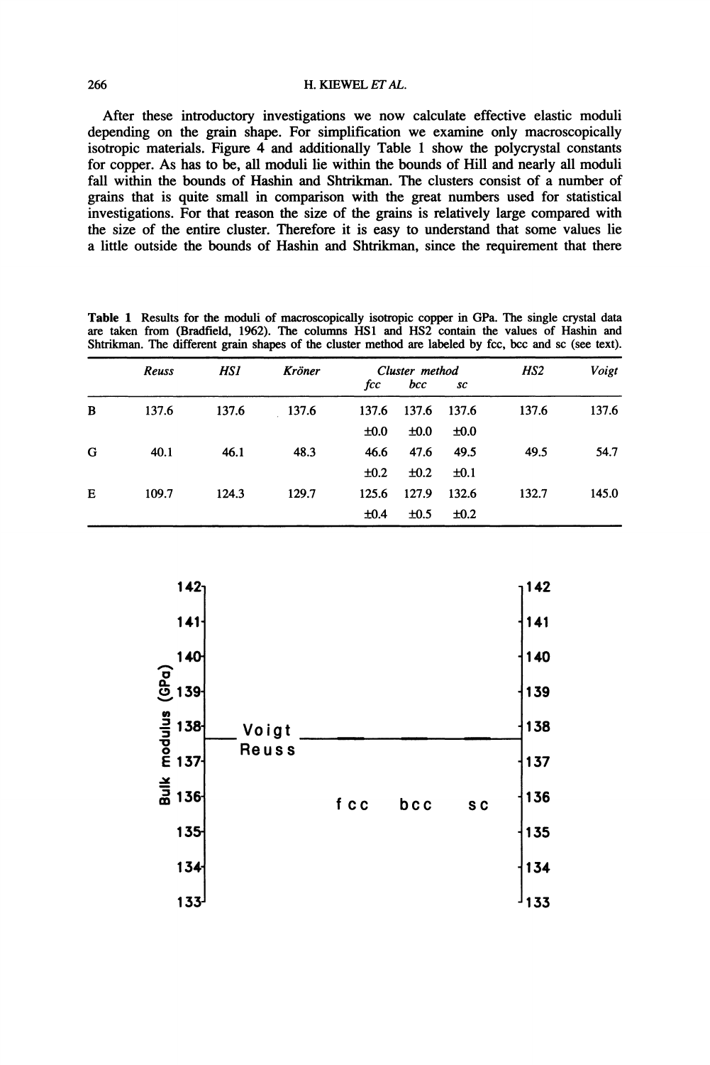After these introductory investigations we now calculate effective elastic moduli depending on the grain shape. For simplification we examine only macroscopically isotropic materials. Figure 4 and additionally Table 1 show the polycrystal constants for copper. As has to be, all moduli lie within the bounds of Hill and nearly all moduli fall within the bounds of Hashin and Shtrikman. The clusters consist of a number of grains that is quite small in comparison with the great numbers used for statistical investigations. For that reason the size of the grains is relatively large compared with the size of the entire cluster. Therefore it is easy to understand that some values lie a little outside the bounds of Hashin and Shtrikman, since the requirement that there

**Table 1** Results for the moduli of macroscopically isotropic copper in GPa. The single crystal data are taken from (Bradfield, 1962). The columns HS1 and HS2 contain the values of Hashin and Shtrikman. The different grain shapes of the cluster method are labeled by fcc, bcc and sc (see text).

| | *Reuss* | *HS1* | *Kröner* | *Cluster method* | | | *HS2* | *Voigt* |
|---|---|---|---|---|---|---|---|---|
| | | | | *fcc* | *bcc* | *sc* | | |
| B | 137.6 | 137.6 | 137.6 | 137.6 | 137.6 | 137.6 | 137.6 | 137.6 |
| | | | | ±0.0 | ±0.0 | ±0.0 | | |
| G | 40.1 | 46.1 | 48.3 | 46.6 | 47.6 | 49.5 | 49.5 | 54.7 |
| | | | | ±0.2 | ±0.2 | ±0.1 | | |
| E | 109.7 | 124.3 | 129.7 | 125.6 | 127.9 | 132.6 | 132.7 | 145.0 |
| | | | | ±0.4 | ±0.5 | ±0.2 | | |

Bulk modulus (GPa)

142, 141, 140, 139, 138, 137, 136, 135, 134, 133

Voigt

Reuss

fcc bcc sc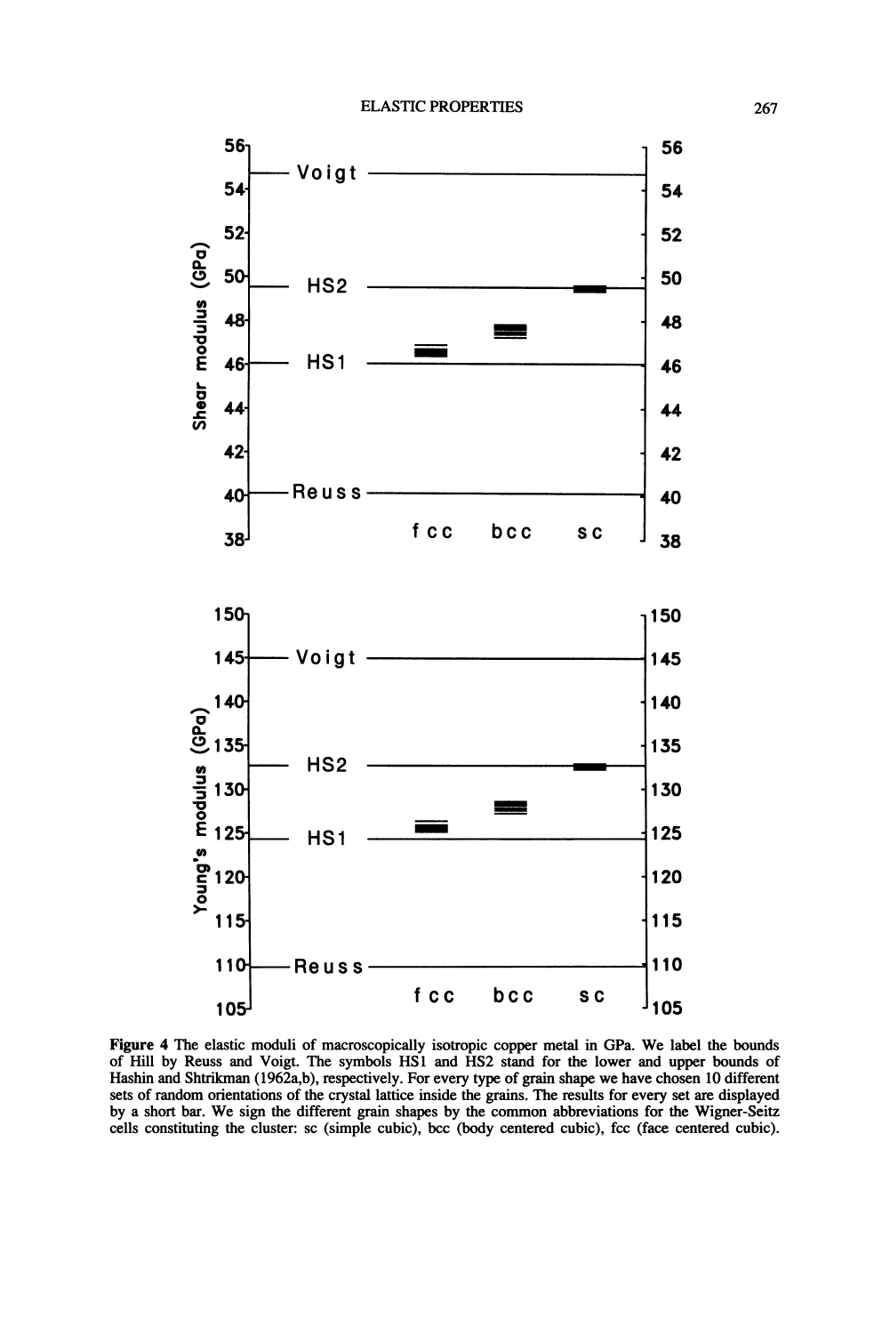**Figure 4** The elastic moduli of macroscopically isotropic copper metal in GPa. We label the bounds of Hill by Reuss and Voigt. The symbols HS1 and HS2 stand for the lower and upper bounds of Hashin and Shtrikman (1962a,b), respectively. For every type of grain shape we have chosen 10 different sets of random orientations of the crystal lattice inside the grains. The results for every set are displayed by a short bar. We sign the different grain shapes by the common abbreviations for the Wigner-Seitz cells constituting the cluster: sc (simple cubic), bcc (body centered cubic), fcc (face centered cubic).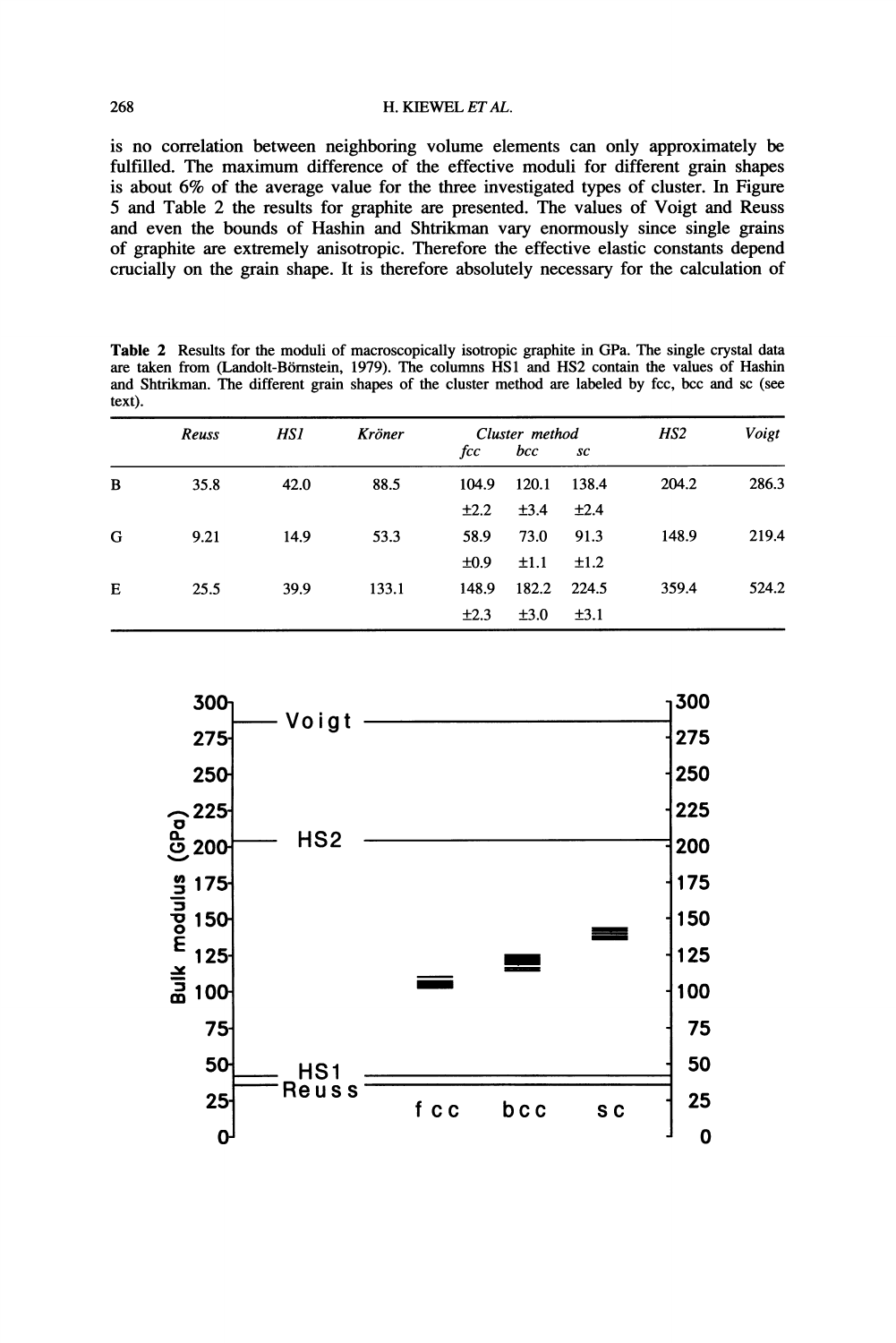is no correlation between neighboring volume elements can only approximately be fulfilled. The maximum difference of the effective moduli for different grain shapes is about 6% of the average value for the three investigated types of cluster. In Figure 5 and Table 2 the results for graphite are presented. The values of Voigt and Reuss and even the bounds of Hashin and Shtrikman vary enormously since single grains of graphite are extremely anisotropic. Therefore the effective elastic constants depend crucially on the grain shape. It is therefore absolutely necessary for the calculation of

**Table 2** Results for the moduli of macroscopically isotropic graphite in GPa. The single crystal data are taken from (Landolt-Börnstein, 1979). The columns HS1 and HS2 contain the values of Hashin and Shtrikman. The different grain shapes of the cluster method are labeled by fcc, bcc and sc (see text).

| | *Reuss* | *HS1* | *Kröner* | *Cluster method* | | | *HS2* | *Voigt* |
|---|---|---|---|---|---|---|---|---|
| | | | | *fcc* | *bcc* | *sc* | | |
| B | 35.8 | 42.0 | 88.5 | 104.9 | 120.1 | 138.4 | 204.2 | 286.3 |
| | | | | ±2.2 | ±3.4 | ±2.4 | | |
| G | 9.21 | 14.9 | 53.3 | 58.9 | 73.0 | 91.3 | 148.9 | 219.4 |
| | | | | ±0.9 | ±1.1 | ±1.2 | | |
| E | 25.5 | 39.9 | 133.1 | 148.9 | 182.2 | 224.5 | 359.4 | 524.2 |
| | | | | ±2.3 | ±3.0 | ±3.1 | | |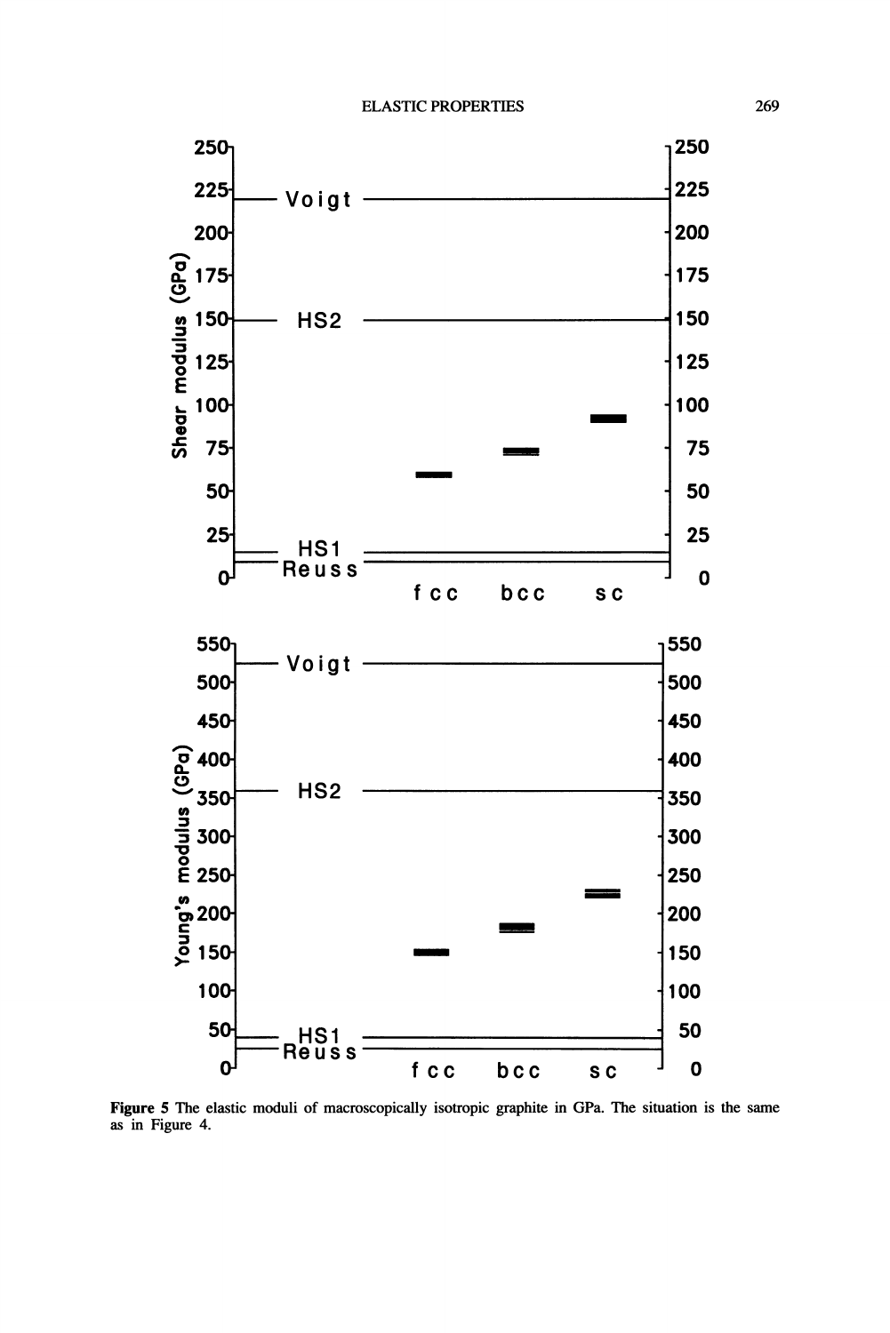Figure 5 The elastic moduli of macroscopically isotropic graphite in GPa. The situation is the same as in Figure 4.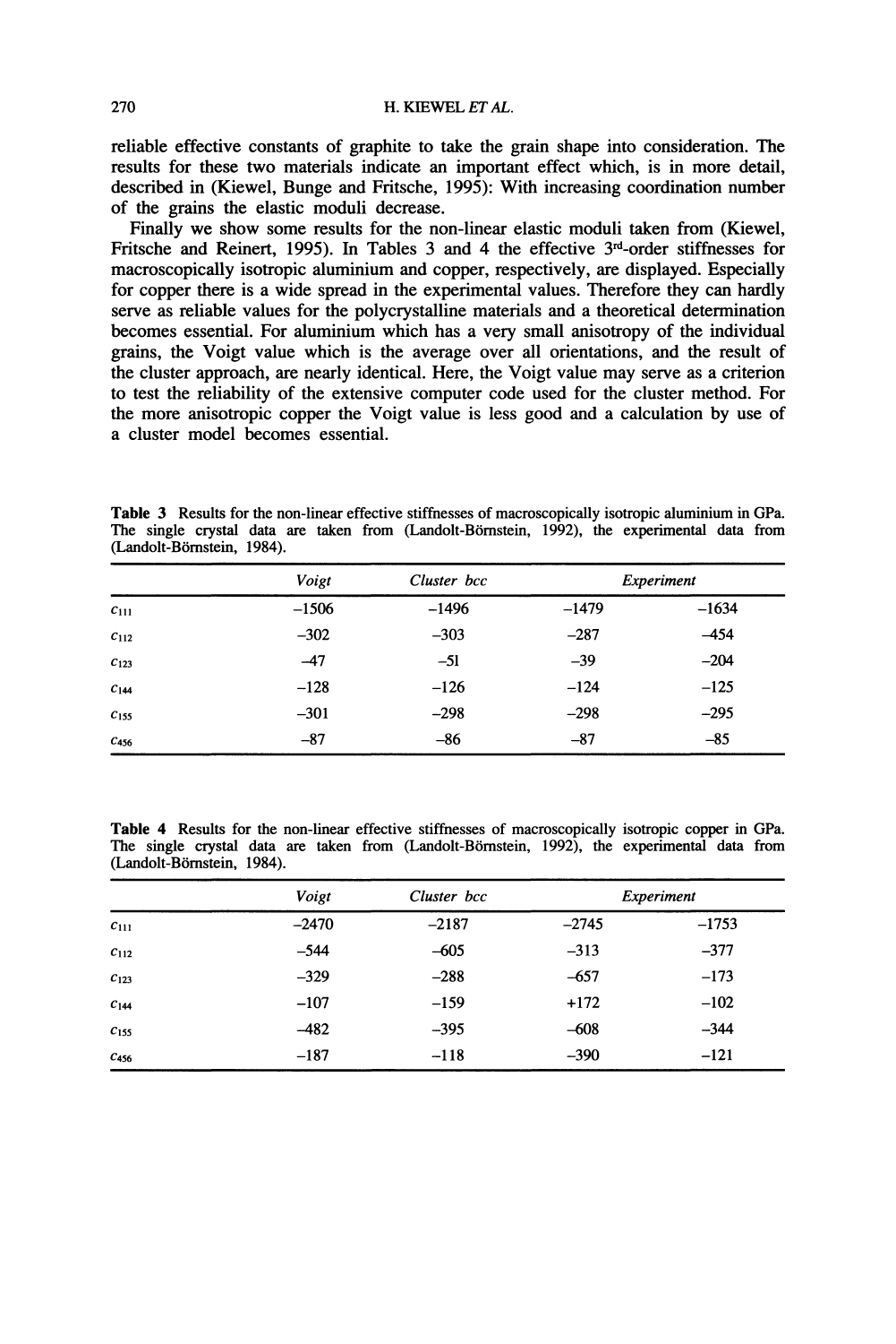reliable effective constants of graphite to take the grain shape into consideration. The results for these two materials indicate an important effect which, is in more detail, described in (Kiewel, Bunge and Fritsche, 1995): With increasing coordination number of the grains the elastic moduli decrease.

Finally we show some results for the non-linear elastic moduli taken from (Kiewel, Fritsche and Reinert, 1995). In Tables 3 and 4 the effective 3[rd]-order stiffnesses for macroscopically isotropic aluminium and copper, respectively, are displayed. Especially for copper there is a wide spread in the experimental values. Therefore they can hardly serve as reliable values for the polycrystalline materials and a theoretical determination becomes essential. For aluminium which has a very small anisotropy of the individual grains, the Voigt value which is the average over all orientations, and the result of the cluster approach, are nearly identical. Here, the Voigt value may serve as a criterion to test the reliability of the extensive computer code used for the cluster method. For the more anisotropic copper the Voigt value is less good and a calculation by use of a cluster model becomes essential.

**Table 3** Results for the non-linear effective stiffnesses of macroscopically isotropic aluminium in GPa. The single crystal data are taken from (Landolt-Börnstein, 1992), the experimental data from (Landolt-Börnstein, 1984).

| | *Voigt* | *Cluster bcc* | *Experiment* | |
|---|---|---|---|---|
| $c_{111}$ | −1506 | −1496 | −1479 | −1634 |
| $c_{112}$ | −302 | −303 | −287 | −454 |
| $c_{123}$ | −47 | −51 | −39 | −204 |
| $c_{144}$ | −128 | −126 | −124 | −125 |
| $c_{155}$ | −301 | −298 | −298 | −295 |
| $c_{456}$ | −87 | −86 | −87 | −85 |

**Table 4** Results for the non-linear effective stiffnesses of macroscopically isotropic copper in GPa. The single crystal data are taken from (Landolt-Börnstein, 1992), the experimental data from (Landolt-Börnstein, 1984).

| | *Voigt* | *Cluster bcc* | *Experiment* | |
|---|---|---|---|---|
| $c_{111}$ | −2470 | −2187 | −2745 | −1753 |
| $c_{112}$ | −544 | −605 | −313 | −377 |
| $c_{123}$ | −329 | −288 | −657 | −173 |
| $c_{144}$ | −107 | −159 | +172 | −102 |
| $c_{155}$ | −482 | −395 | −608 | −344 |
| $c_{456}$ | −187 | −118 | −390 | −121 |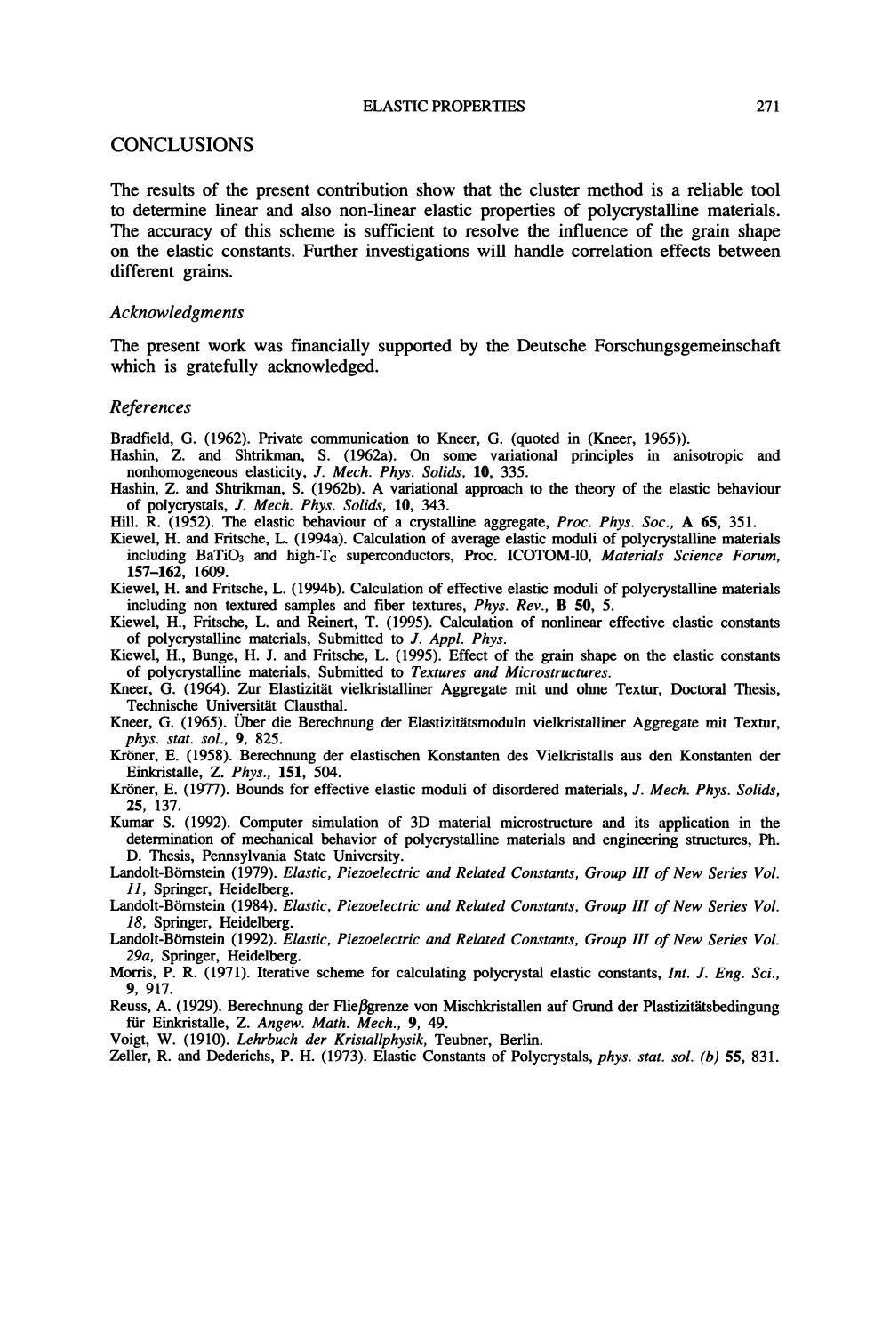## CONCLUSIONS

The results of the present contribution show that the cluster method is a reliable tool to determine linear and also non-linear elastic properties of polycrystalline materials. The accuracy of this scheme is sufficient to resolve the influence of the grain shape on the elastic constants. Further investigations will handle correlation effects between different grains.

### *Acknowledgments*

The present work was financially supported by the Deutsche Forschungsgemeinschaft which is gratefully acknowledged.

### *References*

Bradfield, G. (1962). Private communication to Kneer, G. (quoted in (Kneer, 1965)).

Hashin, Z. and Shtrikman, S. (1962a). On some variational principles in anisotropic and nonhomogeneous elasticity, *J. Mech. Phys. Solids*, **10**, 335.

Hashin, Z. and Shtrikman, S. (1962b). A variational approach to the theory of the elastic behaviour of polycrystals, *J. Mech. Phys. Solids*, **10**, 343.

Hill. R. (1952). The elastic behaviour of a crystalline aggregate, *Proc. Phys. Soc.*, **A 65**, 351.

Kiewel, H. and Fritsche, L. (1994a). Calculation of average elastic moduli of polycrystalline materials including $BaTiO_3$ and high-$T_C$ superconductors, Proc. ICOTOM-10, *Materials Science Forum*, **157–162**, 1609.

Kiewel, H. and Fritsche, L. (1994b). Calculation of effective elastic moduli of polycrystalline materials including non textured samples and fiber textures, *Phys. Rev.*, **B 50**, 5.

Kiewel, H., Fritsche, L. and Reinert, T. (1995). Calculation of nonlinear effective elastic constants of polycrystalline materials, Submitted to *J. Appl. Phys.*

Kiewel, H., Bunge, H. J. and Fritsche, L. (1995). Effect of the grain shape on the elastic constants of polycrystalline materials, Submitted to *Textures and Microstructures*.

Kneer, G. (1964). Zur Elastizität vielkristalliner Aggregate mit und ohne Textur, Doctoral Thesis, Technische Universität Clausthal.

Kneer, G. (1965). Über die Berechnung der Elastizitätsmoduln vielkristalliner Aggregate mit Textur, *phys. stat. sol.*, **9**, 825.

Kröner, E. (1958). Berechnung der elastischen Konstanten des Vielkristalls aus den Konstanten der Einkristalle, *Z. Phys.*, **151**, 504.

Kröner, E. (1977). Bounds for effective elastic moduli of disordered materials, *J. Mech. Phys. Solids*, **25**, 137.

Kumar S. (1992). Computer simulation of 3D material microstructure and its application in the determination of mechanical behavior of polycrystalline materials and engineering structures, Ph. D. Thesis, Pennsylvania State University.

Landolt-Börnstein (1979). *Elastic, Piezoelectric and Related Constants, Group III of New Series Vol. 11*, Springer, Heidelberg.

Landolt-Börnstein (1984). *Elastic, Piezoelectric and Related Constants, Group III of New Series Vol. 18*, Springer, Heidelberg.

Landolt-Börnstein (1992). *Elastic, Piezoelectric and Related Constants, Group III of New Series Vol. 29a*, Springer, Heidelberg.

Morris, P. R. (1971). Iterative scheme for calculating polycrystal elastic constants, *Int. J. Eng. Sci.*, **9**, 917.

Reuss, A. (1929). Berechnung der Fließgrenze von Mischkristallen auf Grund der Plastizitätsbedingung für Einkristalle, *Z. Angew. Math. Mech.*, **9**, 49.

Voigt, W. (1910). *Lehrbuch der Kristallphysik*, Teubner, Berlin.

Zeller, R. and Dederichs, P. H. (1973). Elastic Constants of Polycrystals, *phys. stat. sol. (b)* **55**, 831.